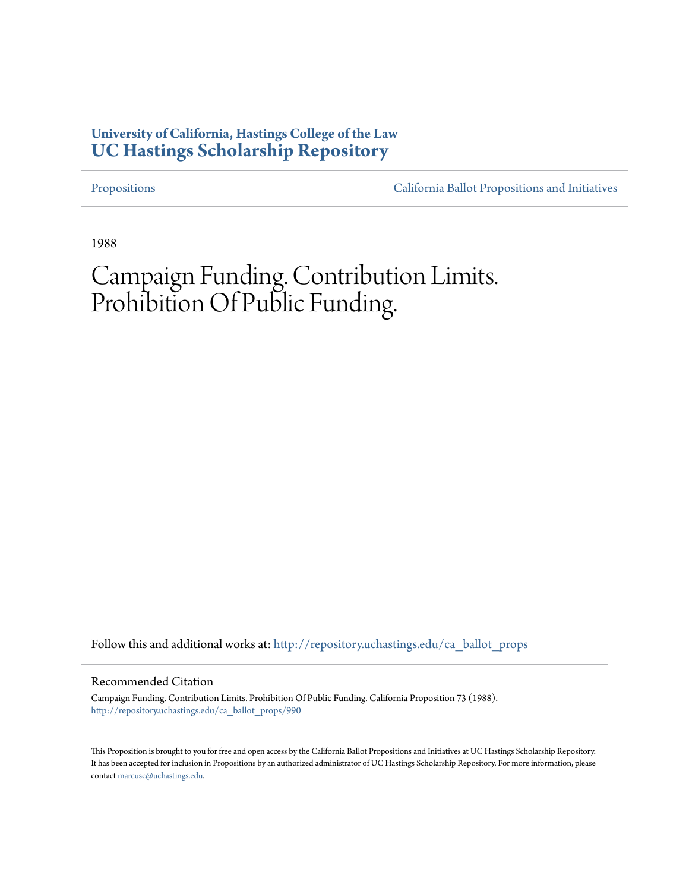**University of California, Hastings College of the Law**
**UC Hastings Scholarship Repository**

Propositions | California Ballot Propositions and Initiatives

1988

# Campaign Funding. Contribution Limits. Prohibition Of Public Funding.

Follow this and additional works at: http://repository.uchastings.edu/ca_ballot_props

## Recommended Citation

Campaign Funding. Contribution Limits. Prohibition Of Public Funding. California Proposition 73 (1988).
http://repository.uchastings.edu/ca_ballot_props/990

This Proposition is brought to you for free and open access by the California Ballot Propositions and Initiatives at UC Hastings Scholarship Repository. It has been accepted for inclusion in Propositions by an authorized administrator of UC Hastings Scholarship Repository. For more information, please contact marcusc@uchastings.edu.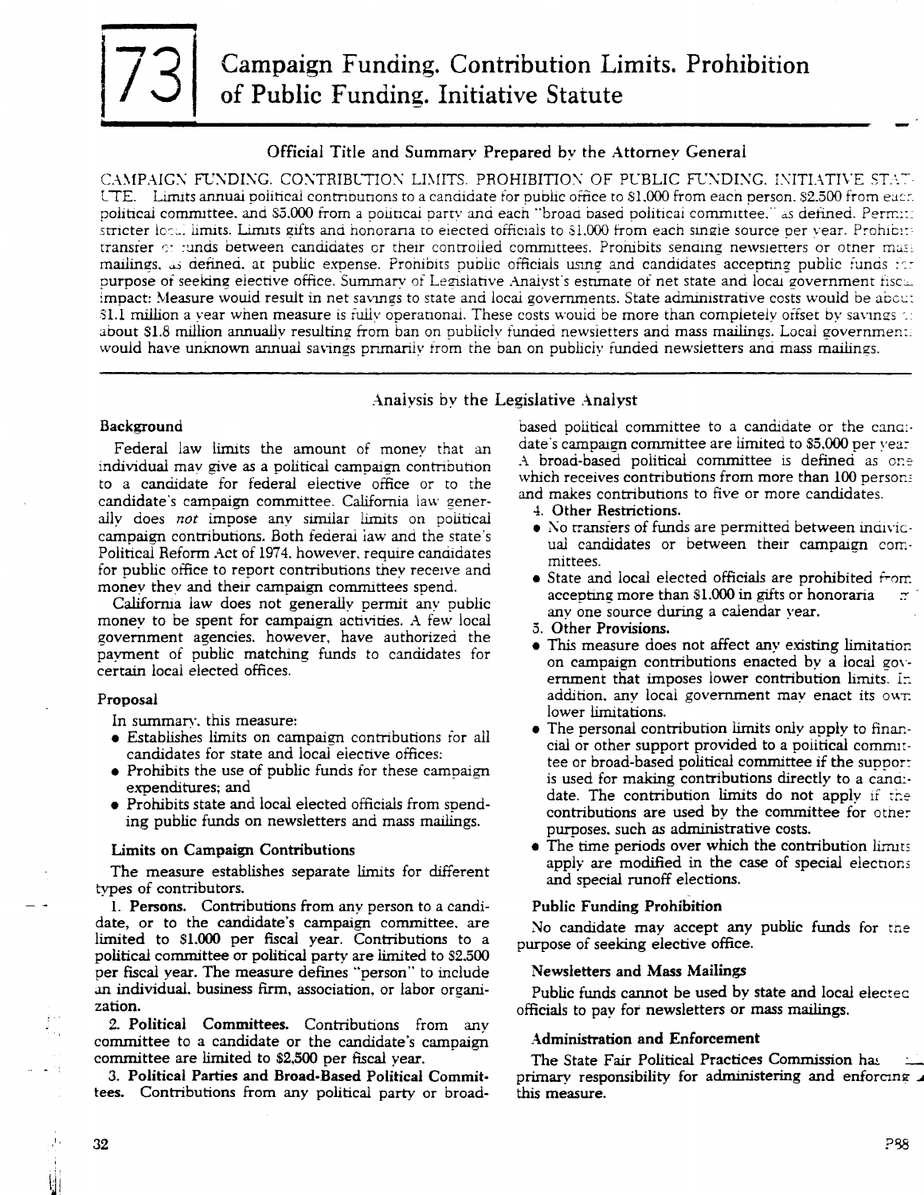# 73 Campaign Funding. Contribution Limits. Prohibition of Public Funding. Initiative Statute

## Official Title and Summary Prepared by the Attorney General

CAMPAIGN FUNDING. CONTRIBUTION LIMITS. PROHIBITION OF PUBLIC FUNDING. INITIATIVE STATUTE. Limits annual political contributions to a candidate for public office to $1,000 from each person, $2,500 from each political committee, and $5,000 from a political party and each "broad based political committee," as defined. Permits stricter local limits. Limits gifts and honoraria to elected officials to $1,000 from each single source per year. Prohibits transfer of funds between candidates or their controlled committees. Prohibits sending newsletters or other mass mailings, as defined, at public expense. Prohibits public officials using and candidates accepting public funds for purpose of seeking elective office. Summary of Legislative Analyst's estimate of net state and local government fiscal impact: Measure would result in net savings to state and local governments. State administrative costs would be about $1.1 million a year when measure is fully operational. These costs would be more than completely offset by savings of about $1.8 million annually resulting from ban on publicly funded newsletters and mass mailings. Local governments would have unknown annual savings primarily from the ban on publicly funded newsletters and mass mailings.

## Analysis by the Legislative Analyst

### Background

Federal law limits the amount of money that an individual may give as a political campaign contribution to a candidate for federal elective office or to the candidate's campaign committee. California law generally does *not* impose any similar limits on political campaign contributions. Both federal law and the state's Political Reform Act of 1974, however, require candidates for public office to report contributions they receive and money they and their campaign committees spend.

California law does not generally permit any public money to be spent for campaign activities. A few local government agencies, however, have authorized the payment of public matching funds to candidates for certain local elected offices.

### Proposal

In summary, this measure:

- Establishes limits on campaign contributions for all candidates for state and local elective offices;
- Prohibits the use of public funds for these campaign expenditures; and
- Prohibits state and local elected officials from spending public funds on newsletters and mass mailings.

#### Limits on Campaign Contributions

The measure establishes separate limits for different types of contributors.

1. **Persons.** Contributions from any person to a candidate, or to the candidate's campaign committee, are limited to $1,000 per fiscal year. Contributions to a political committee or political party are limited to $2,500 per fiscal year. The measure defines "person" to include an individual, business firm, association, or labor organization.

2. **Political Committees.** Contributions from any committee to a candidate or the candidate's campaign committee are limited to $2,500 per fiscal year.

3. **Political Parties and Broad-Based Political Committees.** Contributions from any political party or broad-based political committee to a candidate or the candidate's campaign committee are limited to $5,000 per year. A broad-based political committee is defined as one which receives contributions from more than 100 persons and makes contributions to five or more candidates.

4. **Other Restrictions.**
   - No transfers of funds are permitted between individual candidates or between their campaign committees.
   - State and local elected officials are prohibited from accepting more than $1,000 in gifts or honoraria from any one source during a calendar year.

5. **Other Provisions.**
   - This measure does not affect any existing limitation on campaign contributions enacted by a local government that imposes lower contribution limits. In addition, any local government may enact its own lower limitations.
   - The personal contribution limits only apply to financial or other support provided to a political committee or broad-based political committee if the support is used for making contributions directly to a candidate. The contribution limits do not apply if the contributions are used by the committee for other purposes, such as administrative costs.
   - The time periods over which the contribution limits apply are modified in the case of special elections and special runoff elections.

#### Public Funding Prohibition

No candidate may accept any public funds for the purpose of seeking elective office.

#### Newsletters and Mass Mailings

Public funds cannot be used by state and local elected officials to pay for newsletters or mass mailings.

#### Administration and Enforcement

The State Fair Political Practices Commission has primary responsibility for administering and enforcing this measure.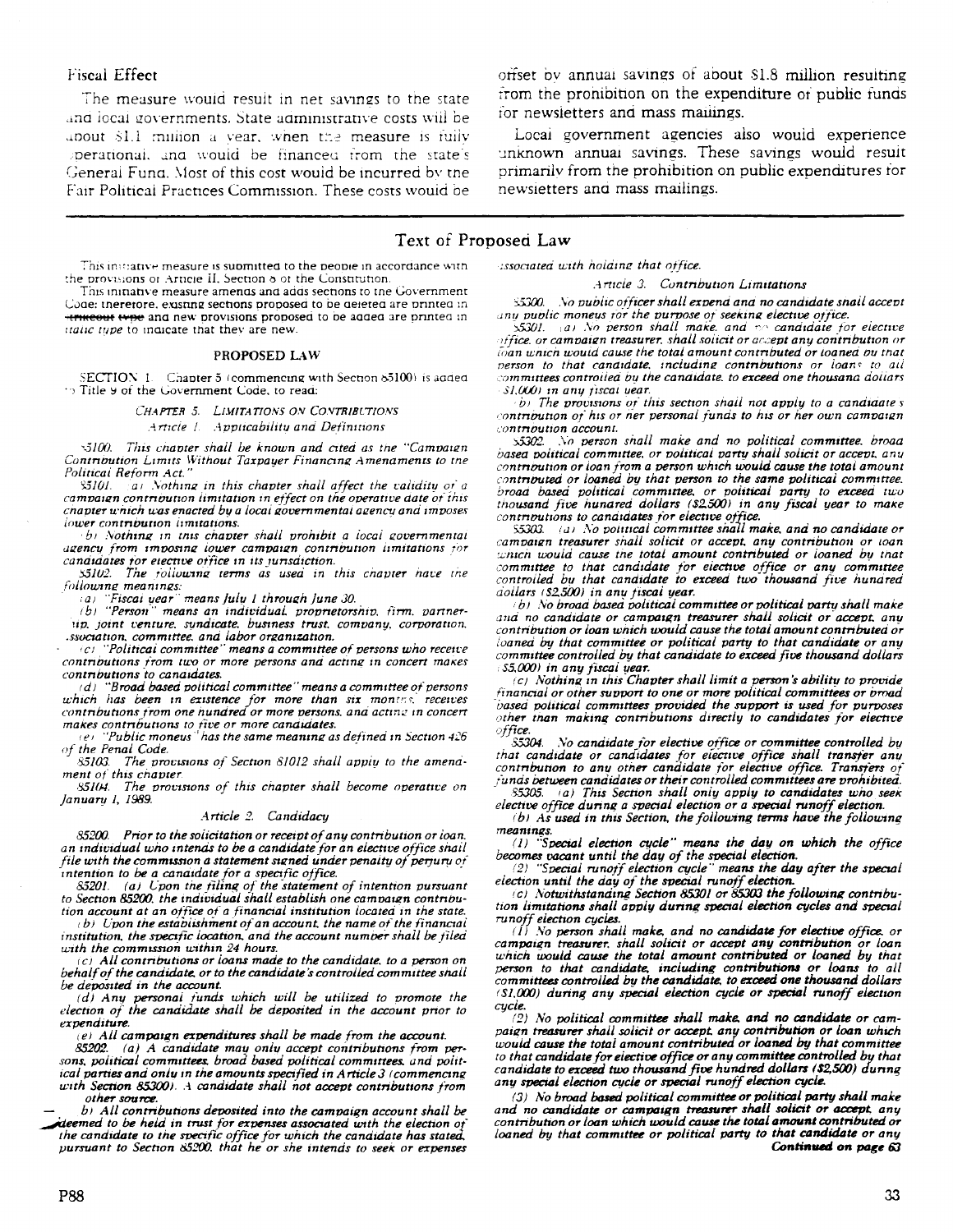## Fiscal Effect

The measure would result in net savings to the state and local governments. State administrative costs will be about $1.1 million a year, when the measure is fully operational, and would be financed from the state's General Fund. Most of this cost would be incurred by the Fair Political Practices Commission. These costs would be offset by annual savings of about $1.8 million resulting from the prohibition on the expenditure of public funds for newsletters and mass mailings.

Local government agencies also would experience unknown annual savings. These savings would result primarily from the prohibition on public expenditures for newsletters and mass mailings.

# Text of Proposed Law

This initiative measure is submitted to the people in accordance with the provisions of Article II, Section 8 of the Constitution.

This initiative measure amends and adds sections to the Government Code; therefore, existing sections proposed to be deleted are printed in ~~strikeout type~~ and new provisions proposed to be added are printed in *italic type* to indicate that they are new.

### PROPOSED LAW

SECTION 1. Chapter 5 (commencing with Section 85100) is added to Title 9 of the Government Code, to read:

*CHAPTER 5. LIMITATIONS ON CONTRIBUTIONS*

*Article 1. Applicability and Definitions*

*85100. This chapter shall be known and cited as the "Campaign Contribution Limits Without Taxpayer Financing Amendments to the Political Reform Act."*

*85101. (a) Nothing in this chapter shall affect the validity of a campaign contribution limitation in effect on the operative date of this chapter which was enacted by a local governmental agency and imposes lower contribution limitations.*

*(b) Nothing in this chapter shall prohibit a local governmental agency from imposing lower campaign contribution limitations for candidates for elective office in its jurisdiction.*

*85102. The following terms as used in this chapter have the following meanings:*

*(a) "Fiscal year" means July 1 through June 30.*

*(b) "Person" means an individual, proprietorship, firm, partnership, joint venture, syndicate, business trust, company, corporation, association, committee, and labor organization.*

*(c) "Political committee" means a committee of persons who receive contributions from two or more persons and acting in concert makes contributions to candidates.*

*(d) "Broad based political committee" means a committee of persons which has been in existence for more than six months, receives contributions from one hundred or more persons, and acting in concert makes contributions to five or more candidates.*

*(e) "Public moneys" has the same meaning as defined in Section 426 of the Penal Code.*

*85103. The provisions of Section 81012 shall apply to the amendment of this chapter.*

*85104. The provisions of this chapter shall become operative on January 1, 1989.*

*Article 2. Candidacy*

*85200. Prior to the solicitation or receipt of any contribution or loan, an individual who intends to be a candidate for an elective office shall file with the commission a statement signed under penalty of perjury of intention to be a candidate for a specific office.*

*85201. (a) Upon the filing of the statement of intention pursuant to Section 85200, the individual shall establish one campaign contribution account at an office of a financial institution located in the state.*

*(b) Upon the establishment of an account, the name of the financial institution, the specific location, and the account number shall be filed with the commission within 24 hours.*

*(c) All contributions or loans made to the candidate, to a person on behalf of the candidate, or to the candidate's controlled committee shall be deposited in the account.*

*(d) Any personal funds which will be utilized to promote the election of the candidate shall be deposited in the account prior to expenditure.*

*(e) All campaign expenditures shall be made from the account.*

*85202. (a) A candidate may only accept contributions from persons, political committees, broad based political committees, and political parties and only in the amounts specified in Article 3 (commencing with Section 85300). A candidate shall not accept contributions from other source.*

*(b) All contributions deposited into the campaign account shall be deemed to be held in trust for expenses associated with the election of the candidate to the specific office for which the candidate has stated, pursuant to Section 85200, that he or she intends to seek or expenses associated with holding that office.*

*Article 3. Contribution Limitations*

*85300. No public officer shall expend and no candidate shall accept any public moneys for the purpose of seeking elective office.*

*85301. (a) No person shall make, and no candidate for elective office, or campaign treasurer, shall solicit or accept any contribution or loan which would cause the total amount contributed or loaned by that person to that candidate, including contributions or loans to all committees controlled by the candidate, to exceed one thousand dollars ($1,000) in any fiscal year.*

*(b) The provisions of this section shall not apply to a candidate's contribution of his or her personal funds to his or her own campaign contribution account.*

*85302. No person shall make and no political committee, broad based political committee, or political party shall solicit or accept, any contribution or loan from a person which would cause the total amount contributed or loaned by that person to the same political committee, broad based political committee, or political party to exceed two thousand five hundred dollars ($2,500) in any fiscal year to make contributions to candidates for elective office.*

*85303. (a) No political committee shall make, and no candidate or campaign treasurer shall solicit or accept, any contribution or loan which would cause the total amount contributed or loaned by that committee to that candidate for elective office or any committee controlled by that candidate to exceed two thousand five hundred dollars ($2,500) in any fiscal year.*

*(b) No broad based political committee or political party shall make and no candidate or campaign treasurer shall solicit or accept, any contribution or loan which would cause the total amount contributed or loaned by that committee or political party to that candidate or any committee controlled by that candidate to exceed five thousand dollars ($5,000) in any fiscal year.*

*(c) Nothing in this Chapter shall limit a person's ability to provide financial or other support to one or more political committees or broad based political committees provided the support is used for purposes other than making contributions directly to candidates for elective office.*

*85304. No candidate for elective office or committee controlled by that candidate or candidates for elective office shall transfer any contribution to any other candidate for elective office. Transfers of funds between candidates or their controlled committees are prohibited.*

*85305. (a) This Section shall only apply to candidates who seek elective office during a special election or a special runoff election.*

*(b) As used in this Section, the following terms have the following meanings:*

*(1) "Special election cycle" means the day on which the office becomes vacant until the day of the special election.*

*(2) "Special runoff election cycle" means the day after the special election until the day of the special runoff election.*

*(c) Notwithstanding Section 85301 or 85303 the following contribution limitations shall apply during special election cycles and special runoff election cycles.*

*(1) No person shall make, and no candidate for elective office, or campaign treasurer, shall solicit or accept any contribution or loan which would cause the total amount contributed or loaned by that person to that candidate, including contributions or loans to all committees controlled by the candidate, to exceed one thousand dollars ($1,000) during any special election cycle or special runoff election cycle.*

*(2) No political committee shall make, and no candidate or campaign treasurer shall solicit or accept, any contribution or loan which would cause the total amount contributed or loaned by that committee to that candidate for elective office or any committee controlled by that candidate to exceed two thousand five hundred dollars ($2,500) during any special election cycle or special runoff election cycle.*

*(3) No broad based political committee or political party shall make and no candidate or campaign treasurer shall solicit or accept, any contribution or loan which would cause the total amount contributed or loaned by that committee or political party to that candidate or any*

**Continued on page 63**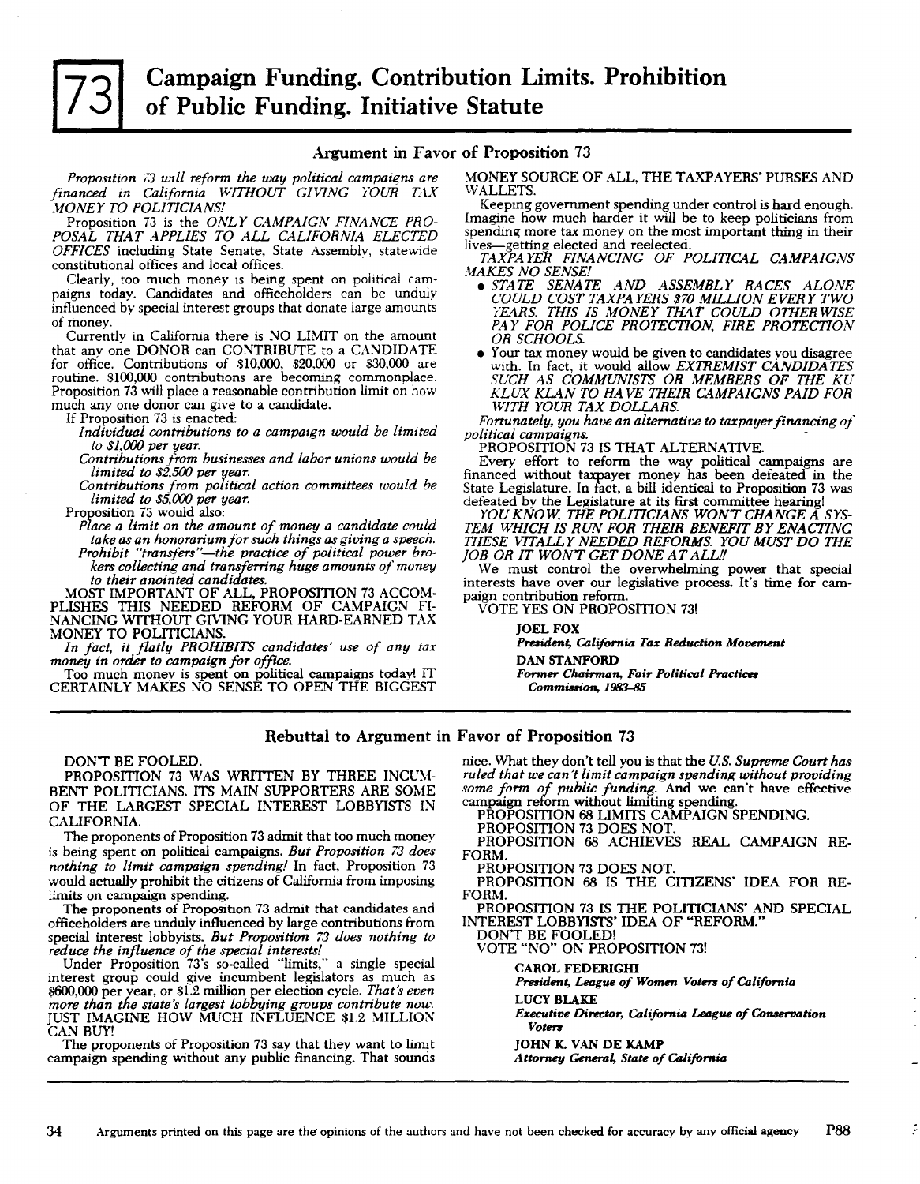# 73 Campaign Funding. Contribution Limits. Prohibition of Public Funding. Initiative Statute

## Argument in Favor of Proposition 73

*Proposition 73 will reform the way political campaigns are financed in California WITHOUT GIVING YOUR TAX MONEY TO POLITICIANS!*

Proposition 73 is the *ONLY CAMPAIGN FINANCE PROPOSAL THAT APPLIES TO ALL CALIFORNIA ELECTED OFFICES* including State Senate, State Assembly, statewide constitutional offices and local offices.

Clearly, too much money is being spent on political campaigns today. Candidates and officeholders can be unduly influenced by special interest groups that donate large amounts of money.

Currently in California there is NO LIMIT on the amount that any one DONOR can CONTRIBUTE to a CANDIDATE for office. Contributions of $10,000, $20,000 or $30,000 are routine. $100,000 contributions are becoming commonplace. Proposition 73 will place a reasonable contribution limit on how much any one donor can give to a candidate.

If Proposition 73 is enacted:

*Individual contributions to a campaign would be limited to $1,000 per year.*

*Contributions from businesses and labor unions would be limited to $2,500 per year.*

*Contributions from political action committees would be limited to $5,000 per year.*

Proposition 73 would also:

*Place a limit on the amount of money a candidate could take as an honorarium for such things as giving a speech.*

*Prohibit "transfers"—the practice of political power brokers collecting and transferring huge amounts of money to their anointed candidates.*

MOST IMPORTANT OF ALL, PROPOSITION 73 ACCOMPLISHES THIS NEEDED REFORM OF CAMPAIGN FINANCING WITHOUT GIVING YOUR HARD-EARNED TAX MONEY TO POLITICIANS.

*In fact, it flatly PROHIBITS candidates' use of any tax money in order to campaign for office.*

Too much money is spent on political campaigns today! IT CERTAINLY MAKES NO SENSE TO OPEN THE BIGGEST MONEY SOURCE OF ALL, THE TAXPAYERS' PURSES AND WALLETS.

Keeping government spending under control is hard enough. Imagine how much harder it will be to keep politicians from spending more tax money on the most important thing in their lives—getting elected and reelected.

*TAXPAYER FINANCING OF POLITICAL CAMPAIGNS MAKES NO SENSE!*

- *STATE SENATE AND ASSEMBLY RACES ALONE COULD COST TAXPAYERS $70 MILLION EVERY TWO YEARS. THIS IS MONEY THAT COULD OTHERWISE PAY FOR POLICE PROTECTION, FIRE PROTECTION OR SCHOOLS.*
- Your tax money would be given to candidates you disagree with. In fact, it would allow *EXTREMIST CANDIDATES SUCH AS COMMUNISTS OR MEMBERS OF THE KU KLUX KLAN TO HAVE THEIR CAMPAIGNS PAID FOR WITH YOUR TAX DOLLARS.*

*Fortunately, you have an alternative to taxpayer financing of political campaigns.*

PROPOSITION 73 IS THAT ALTERNATIVE.

Every effort to reform the way political campaigns are financed without taxpayer money has been defeated in the State Legislature. In fact, a bill identical to Proposition 73 was defeated by the Legislature at its first committee hearing!

*YOU KNOW. THE POLITICIANS WON'T CHANGE A SYSTEM WHICH IS RUN FOR THEIR BENEFIT BY ENACTING THESE VITALLY NEEDED REFORMS. YOU MUST DO THE JOB OR IT WON'T GET DONE AT ALL!!*

We must control the overwhelming power that special interests have over our legislative process. It's time for campaign contribution reform.

VOTE YES ON PROPOSITION 73!

**JOEL FOX**
***President, California Tax Reduction Movement***

**DAN STANFORD**
***Former Chairman, Fair Political Practices Commission, 1983–85***

## Rebuttal to Argument in Favor of Proposition 73

DON'T BE FOOLED.

PROPOSITION 73 WAS WRITTEN BY THREE INCUMBENT POLITICIANS. ITS MAIN SUPPORTERS ARE SOME OF THE LARGEST SPECIAL INTEREST LOBBYISTS IN CALIFORNIA.

The proponents of Proposition 73 admit that too much money is being spent on political campaigns. *But Proposition 73 does nothing to limit campaign spending!* In fact, Proposition 73 would actually prohibit the citizens of California from imposing limits on campaign spending.

The proponents of Proposition 73 admit that candidates and officeholders are unduly influenced by large contributions from special interest lobbyists. *But Proposition 73 does nothing to reduce the influence of the special interests!*

Under Proposition 73's so-called "limits," a single special interest group could give incumbent legislators as much as $600,000 per year, or $1.2 million per election cycle. *That's even more than the state's largest lobbying groups contribute now.* JUST IMAGINE HOW MUCH INFLUENCE $1.2 MILLION CAN BUY!

The proponents of Proposition 73 say that they want to limit campaign spending without any public financing. That sounds nice. What they don't tell you is that the *U.S. Supreme Court has ruled that we can't limit campaign spending without providing some form of public funding.* And we can't have effective campaign reform without limiting spending.

PROPOSITION 68 LIMITS CAMPAIGN SPENDING.

PROPOSITION 73 DOES NOT.

PROPOSITION 68 ACHIEVES REAL CAMPAIGN REFORM.

PROPOSITION 73 DOES NOT.

PROPOSITION 68 IS THE CITIZENS' IDEA FOR REFORM.

PROPOSITION 73 IS THE POLITICIANS' AND SPECIAL INTEREST LOBBYISTS' IDEA OF "REFORM."

DON'T BE FOOLED!

VOTE "NO" ON PROPOSITION 73!

**CAROL FEDERIGHI**
***President, League of Women Voters of California***

**LUCY BLAKE**
***Executive Director, California League of Conservation Voters***

**JOHN K. VAN DE KAMP**
***Attorney General, State of California***

Arguments printed on this page are the opinions of the authors and have not been checked for accuracy by any official agency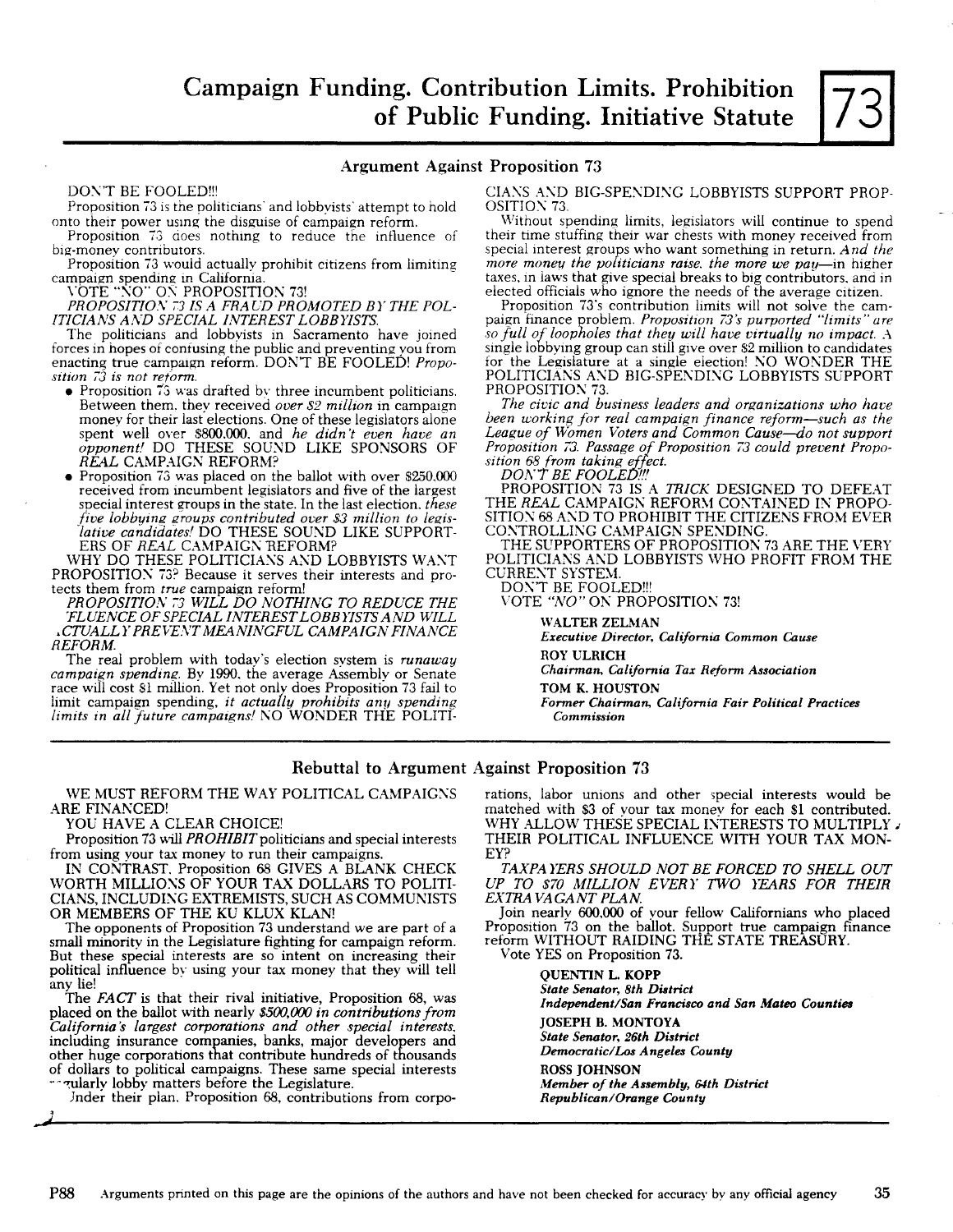# Campaign Funding. Contribution Limits. Prohibition of Public Funding. Initiative Statute

**73**

## Argument Against Proposition 73

DON'T BE FOOLED!!!

Proposition 73 is the politicians' and lobbyists' attempt to hold onto their power using the disguise of campaign reform.

Proposition 73 does nothing to reduce the influence of big-money contributors.

Proposition 73 would actually prohibit citizens from limiting campaign spending in California.

VOTE "NO" ON PROPOSITION 73!

*PROPOSITION 73 IS A FRAUD PROMOTED BY THE POLITICIANS AND SPECIAL INTEREST LOBBYISTS.*

The politicians and lobbyists in Sacramento have joined forces in hopes of confusing the public and preventing you from enacting true campaign reform. DON'T BE FOOLED! *Proposition 73 is not reform.*

- Proposition 73 was drafted by three incumbent politicians. Between them, they received *over $2 million* in campaign money for their last elections. One of these legislators alone spent well over $800,000, and *he didn't even have an opponent!* DO THESE SOUND LIKE SPONSORS OF *REAL* CAMPAIGN REFORM?
- Proposition 73 was placed on the ballot with over $250,000 received from incumbent legislators and five of the largest special interest groups in the state. In the last election, *these five lobbying groups contributed over $3 million to legislative candidates!* DO THESE SOUND LIKE SUPPORTERS OF *REAL* CAMPAIGN REFORM?

WHY DO THESE POLITICIANS AND LOBBYISTS WANT PROPOSITION 73? Because it serves their interests and protects them from *true* campaign reform!

*PROPOSITION 73 WILL DO NOTHING TO REDUCE THE INFLUENCE OF SPECIAL INTEREST LOBBYISTS AND WILL ACTUALLY PREVENT MEANINGFUL CAMPAIGN FINANCE REFORM.*

The real problem with today's election system is *runaway campaign spending.* By 1990, the average Assembly or Senate race will cost $1 million. Yet not only does Proposition 73 fail to limit campaign spending, *it actually prohibits any spending limits in all future campaigns!* NO WONDER THE POLITICIANS AND BIG-SPENDING LOBBYISTS SUPPORT PROPOSITION 73.

Without spending limits, legislators will continue to spend their time stuffing their war chests with money received from special interest groups who want something in return. *And the more money the politicians raise, the more we pay*—in higher taxes, in laws that give special breaks to big contributors, and in elected officials who ignore the needs of the average citizen.

Proposition 73's contribution limits will not solve the campaign finance problem. *Proposition 73's purported "limits" are so full of loopholes that they will have virtually no impact.* A single lobbying group can still give over $2 million to candidates for the Legislature at a single election! NO WONDER THE POLITICIANS AND BIG-SPENDING LOBBYISTS SUPPORT PROPOSITION 73.

*The civic and business leaders and organizations who have been working for real campaign finance reform—such as the League of Women Voters and Common Cause—do not support Proposition 73. Passage of Proposition 73 could prevent Proposition 68 from taking effect.*

*DON'T BE FOOLED!!!*

PROPOSITION 73 IS A *TRICK* DESIGNED TO DEFEAT THE *REAL* CAMPAIGN REFORM CONTAINED IN PROPOSITION 68 AND TO PROHIBIT THE CITIZENS FROM EVER CONTROLLING CAMPAIGN SPENDING.

THE SUPPORTERS OF PROPOSITION 73 ARE THE VERY POLITICIANS AND LOBBYISTS WHO PROFIT FROM THE CURRENT SYSTEM.

DON'T BE FOOLED!!!

VOTE *"NO"* ON PROPOSITION 73!

**WALTER ZELMAN**
***Executive Director, California Common Cause***

**ROY ULRICH**
***Chairman, California Tax Reform Association***

**TOM K. HOUSTON**
***Former Chairman, California Fair Political Practices Commission***

## Rebuttal to Argument Against Proposition 73

WE MUST REFORM THE WAY POLITICAL CAMPAIGNS ARE FINANCED!

YOU HAVE A CLEAR CHOICE!

Proposition 73 will *PROHIBIT* politicians and special interests from using your tax money to run their campaigns.

IN CONTRAST, Proposition 68 GIVES A BLANK CHECK WORTH MILLIONS OF YOUR TAX DOLLARS TO POLITICIANS, INCLUDING EXTREMISTS, SUCH AS COMMUNISTS OR MEMBERS OF THE KU KLUX KLAN!

The opponents of Proposition 73 understand we are part of a small minority in the Legislature fighting for campaign reform. But these special interests are so intent on increasing their political influence by using your tax money that they will tell any lie!

The *FACT* is that their rival initiative, Proposition 68, was placed on the ballot with nearly *$500,000 in contributions from California's largest corporations and other special interests*, including insurance companies, banks, major developers and other huge corporations that contribute hundreds of thousands of dollars to political campaigns. These same special interests regularly lobby matters before the Legislature.

Under their plan, Proposition 68, contributions from corporations, labor unions and other special interests would be matched with $3 of your tax money for each $1 contributed. WHY ALLOW THESE SPECIAL INTERESTS TO MULTIPLY THEIR POLITICAL INFLUENCE WITH YOUR TAX MONEY?

*TAXPAYERS SHOULD NOT BE FORCED TO SHELL OUT UP TO $70 MILLION EVERY TWO YEARS FOR THEIR EXTRAVAGANT PLAN.*

Join nearly 600,000 of your fellow Californians who placed Proposition 73 on the ballot. Support true campaign finance reform WITHOUT RAIDING THE STATE TREASURY.

Vote YES on Proposition 73.

**QUENTIN L. KOPP**
***State Senator, 8th District***
***Independent/San Francisco and San Mateo Counties***

**JOSEPH B. MONTOYA**
***State Senator, 26th District***
***Democratic/Los Angeles County***

**ROSS JOHNSON**
***Member of the Assembly, 64th District***
***Republican/Orange County***

Arguments printed on this page are the opinions of the authors and have not been checked for accuracy by any official agency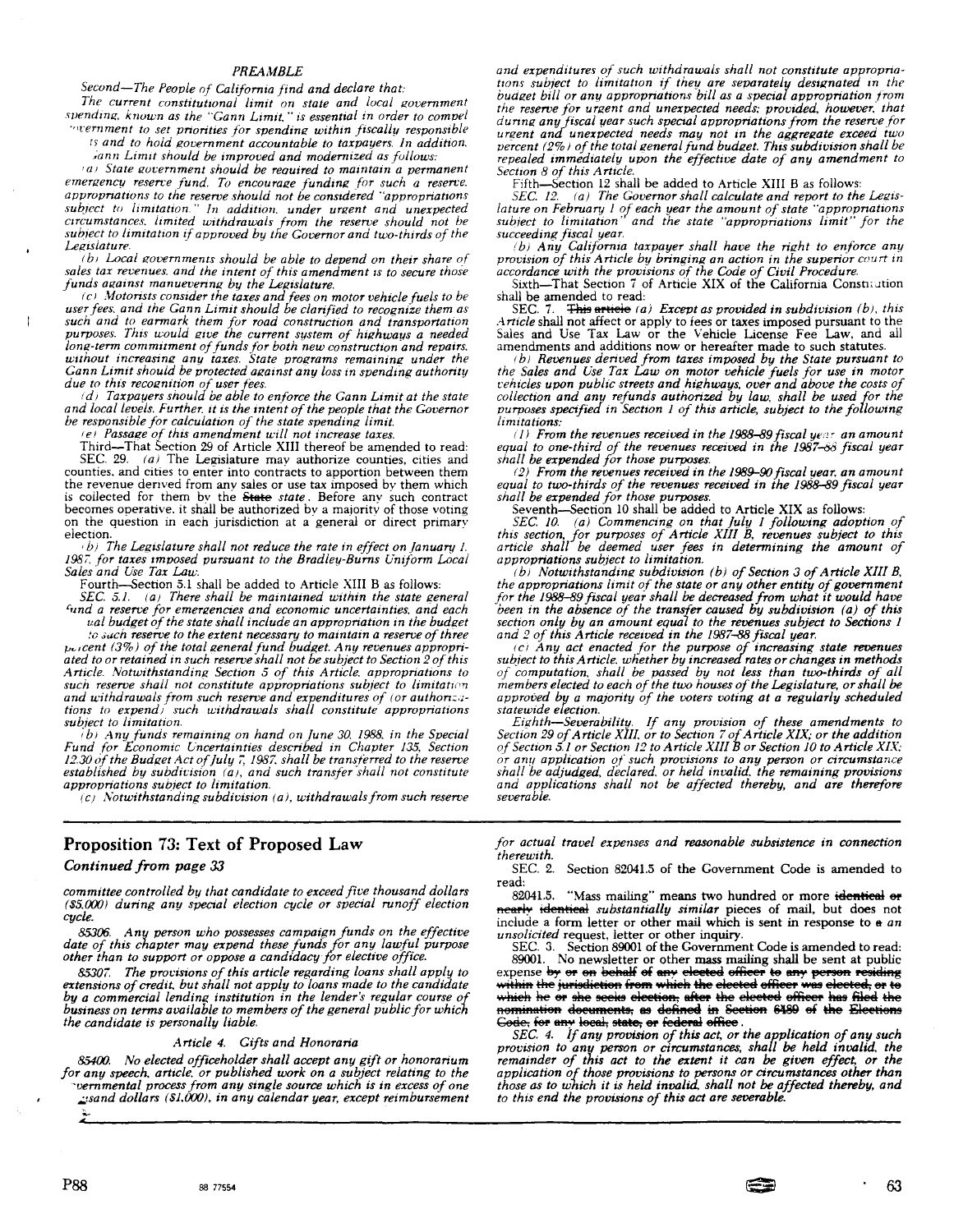*PREAMBLE*

*Second—The People of California find and declare that:*

*The current constitutional limit on state and local government spending, known as the "Gann Limit," is essential in order to compel government to set priorities for spending within fiscally responsible limits and to hold government accountable to taxpayers. In addition, the Gann Limit should be improved and modernized as follows:*

*(a) State government should be required to maintain a permanent emergency reserve fund. To encourage funding for such a reserve, appropriations to the reserve should not be considered "appropriations subject to limitation." In addition, under urgent and unexpected circumstances, limited withdrawals from the reserve should not be subject to limitation if approved by the Governor and two-thirds of the Legislature.*

*(b) Local governments should be able to depend on their share of sales tax revenues, and the intent of this amendment is to secure those funds against maneuvering by the Legislature.*

*(c) Motorists consider the taxes and fees on motor vehicle fuels to be user fees, and the Gann Limit should be clarified to recognize them as such and to earmark them for road construction and transportation purposes. This would give the current system of highways a needed long-term commitment of funds for both new construction and repairs, without increasing any taxes. State programs remaining under the Gann Limit should be protected against any loss in spending authority due to this recognition of user fees.*

*(d) Taxpayers should be able to enforce the Gann Limit at the state and local levels. Further, it is the intent of the people that the Governor be responsible for calculation of the state spending limit.*

*(e) Passage of this amendment will not increase taxes.*

Third—That Section 29 of Article XIII thereof be amended to read:

SEC. 29. *(a)* The Legislature may authorize counties, cities and counties, and cities to enter into contracts to apportion between them the revenue derived from any sales or use tax imposed by them which is collected for them by the ~~State~~ *state*. Before any such contract becomes operative, it shall be authorized by a majority of those voting on the question in each jurisdiction at a general or direct primary election.

*(b) The Legislature shall not reduce the rate in effect on January 1, 1987, for taxes imposed pursuant to the Bradley-Burns Uniform Local Sales and Use Tax Law.*

Fourth—Section 5.1 shall be added to Article XIII B as follows:

*SEC. 5.1. (a) There shall be maintained within the state general fund a reserve for emergencies and economic uncertainties, and each annual budget of the state shall include an appropriation in the budget to such reserve to the extent necessary to maintain a reserve of three percent (3%) of the total general fund budget. Any revenues appropriated to or retained in such reserve shall not be subject to Section 2 of this Article. Notwithstanding Section 5 of this Article, appropriations to such reserve shall not constitute appropriations subject to limitation and withdrawals from such reserve and expenditures of (or authorizations to expend) such withdrawals shall constitute appropriations subject to limitation.*

*(b) Any funds remaining on hand on June 30, 1988, in the Special Fund for Economic Uncertainties described in Chapter 135, Section 12.30 of the Budget Act of July 7, 1987, shall be transferred to the reserve established by subdivision (a), and such transfer shall not constitute appropriations subject to limitation.*

*(c) Notwithstanding subdivision (a), withdrawals from such reserve and expenditures of such withdrawals shall not constitute appropriations subject to limitation if they are separately designated in the budget bill or any appropriations bill as a special appropriation from the reserve for urgent and unexpected needs; provided, however, that during any fiscal year such special appropriations from the reserve for urgent and unexpected needs may not in the aggregate exceed two percent (2%) of the total general fund budget. This subdivision shall be repealed immediately upon the effective date of any amendment to Section 8 of this Article.*

Fifth—Section 12 shall be added to Article XIII B as follows:

*SEC. 12. (a) The Governor shall calculate and report to the Legislature on February 1 of each year the amount of state "appropriations subject to limitation" and the state "appropriations limit" for the succeeding fiscal year.*

*(b) Any California taxpayer shall have the right to enforce any provision of this Article by bringing an action in the superior court in accordance with the provisions of the Code of Civil Procedure.*

Sixth—That Section 7 of Article XIX of the California Constitution shall be amended to read:

SEC. 7. ~~This article~~ *(a) Except as provided in subdivision (b), this Article* shall not affect or apply to fees or taxes imposed pursuant to the Sales and Use Tax Law or the Vehicle License Fee Law, and all amendments and additions now or hereafter made to such statutes.

*(b) Revenues derived from taxes imposed by the State pursuant to the Sales and Use Tax Law on motor vehicle fuels for use in motor vehicles upon public streets and highways, over and above the costs of collection and any refunds authorized by law, shall be used for the purposes specified in Section 1 of this article, subject to the following limitations:*

*(1) From the revenues received in the 1988–89 fiscal year, an amount equal to one-third of the revenues received in the 1987–88 fiscal year shall be expended for those purposes.*

*(2) From the revenues received in the 1989–90 fiscal year, an amount equal to two-thirds of the revenues received in the 1988–89 fiscal year shall be expended for those purposes.*

Seventh—Section 10 shall be added to Article XIX as follows:

*SEC. 10. (a) Commencing on that July 1 following adoption of this section, for purposes of Article XIII B, revenues subject to this article shall be deemed user fees in determining the amount of appropriations subject to limitation.*

*(b) Notwithstanding subdivision (b) of Section 3 of Article XIII B, the appropriations limit of the state or any other entity of government for the 1988–89 fiscal year shall be decreased from what it would have been in the absence of the transfer caused by subdivision (a) of this section only by an amount equal to the revenues subject to Sections 1 and 2 of this Article received in the 1987–88 fiscal year.*

*(c) Any act enacted for the purpose of increasing state revenues subject to this Article, whether by increased rates or changes in methods of computation, shall be passed by not less than two-thirds of all members elected to each of the two houses of the Legislature, or shall be approved by a majority of the voters voting at a regularly scheduled statewide election.*

*Eighth—Severability. If any provision of these amendments to Section 29 of Article XIII, or to Section 7 of Article XIX; or the addition of Section 5.1 or Section 12 to Article XIII B or Section 10 to Article XIX; or any application of such provisions to any person or circumstance shall be adjudged, declared, or held invalid, the remaining provisions and applications shall not be affected thereby, and are therefore severable.*

## Proposition 73: Text of Proposed Law

***Continued from page 33***

*committee controlled by that candidate to exceed five thousand dollars ($5,000) during any special election cycle or special runoff election cycle.*

*85306. Any person who possesses campaign funds on the effective date of this chapter may expend these funds for any lawful purpose other than to support or oppose a candidacy for elective office.*

*85307. The provisions of this article regarding loans shall apply to extensions of credit, but shall not apply to loans made to the candidate by a commercial lending institution in the lender's regular course of business on terms available to members of the general public for which the candidate is personally liable.*

*Article 4. Gifts and Honoraria*

*85400. No elected officeholder shall accept any gift or honorarium for any speech, article, or published work on a subject relating to the governmental process from any single source which is in excess of one thousand dollars ($1,000), in any calendar year, except reimbursement for actual travel expenses and reasonable subsistence in connection therewith.*

SEC. 2. Section 82041.5 of the Government Code is amended to read:

82041.5. "Mass mailing" means two hundred or more ~~identical or nearly identical~~ *substantially similar* pieces of mail, but does not include a form letter or other mail which is sent in response to ~~a~~ *an unsolicited* request, letter or other inquiry.

SEC. 3. Section 89001 of the Government Code is amended to read:

89001. No newsletter or other mass mailing shall be sent at public expense ~~by or on behalf of any elected officer to any person residing within the jurisdiction from which the elected officer was elected, or to which he or she seeks election, after the elected officer has filed the nomination documents, as defined in Section 6489 of the Elections Code, for any local, state, or federal office~~.

*SEC. 4. If any provision of this act, or the application of any such provision to any person or circumstances, shall be held invalid, the remainder of this act to the extent it can be given effect, or the application of those provisions to persons or circumstances other than those as to which it is held invalid, shall not be affected thereby, and to this end the provisions of this act are severable.*